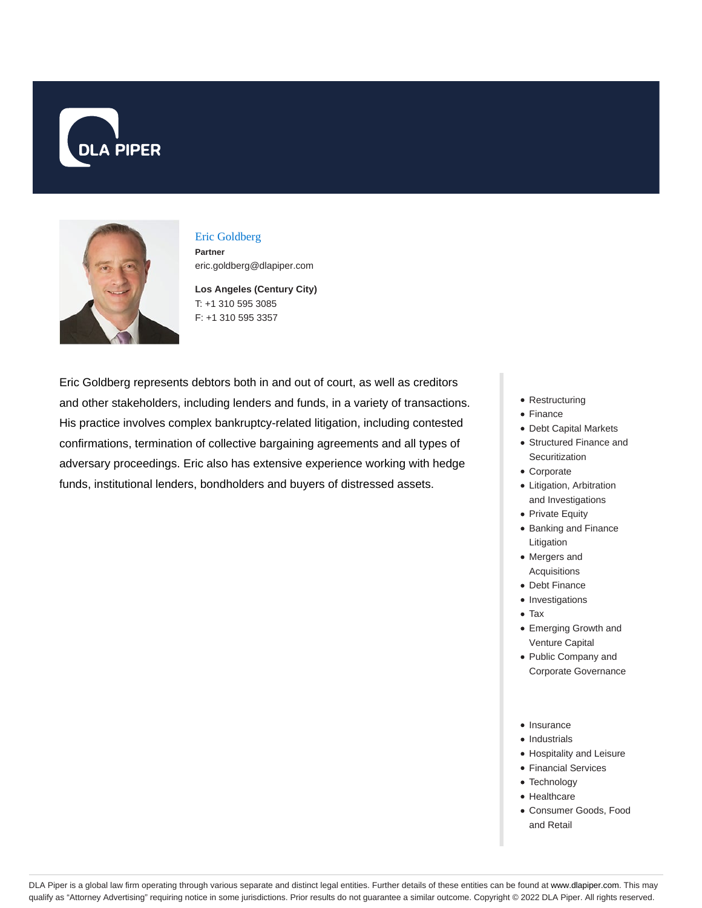DLA PIPER

## Eric Goldberg

**Partner**

eric.goldberg@dlapiper.com

**Los Angeles (Century City)**

T: +1 310 595 3085

F: +1 310 595 3357

Eric Goldberg represents debtors both in and out of court, as well as creditors and other stakeholders, including lenders and funds, in a variety of transactions. His practice involves complex bankruptcy-related litigation, including contested confirmations, termination of collective bargaining agreements and all types of adversary proceedings. Eric also has extensive experience working with hedge funds, institutional lenders, bondholders and buyers of distressed assets.

- Restructuring
- Finance
- Debt Capital Markets
- Structured Finance and Securitization
- Corporate
- Litigation, Arbitration and Investigations
- Private Equity
- Banking and Finance Litigation
- Mergers and Acquisitions
- Debt Finance
- Investigations
- Tax
- Emerging Growth and Venture Capital
- Public Company and Corporate Governance

- Insurance
- Industrials
- Hospitality and Leisure
- Financial Services
- Technology
- Healthcare
- Consumer Goods, Food and Retail

DLA Piper is a global law firm operating through various separate and distinct legal entities. Further details of these entities can be found at www.dlapiper.com. This may qualify as “Attorney Advertising” requiring notice in some jurisdictions. Prior results do not guarantee a similar outcome. Copyright © 2022 DLA Piper. All rights reserved.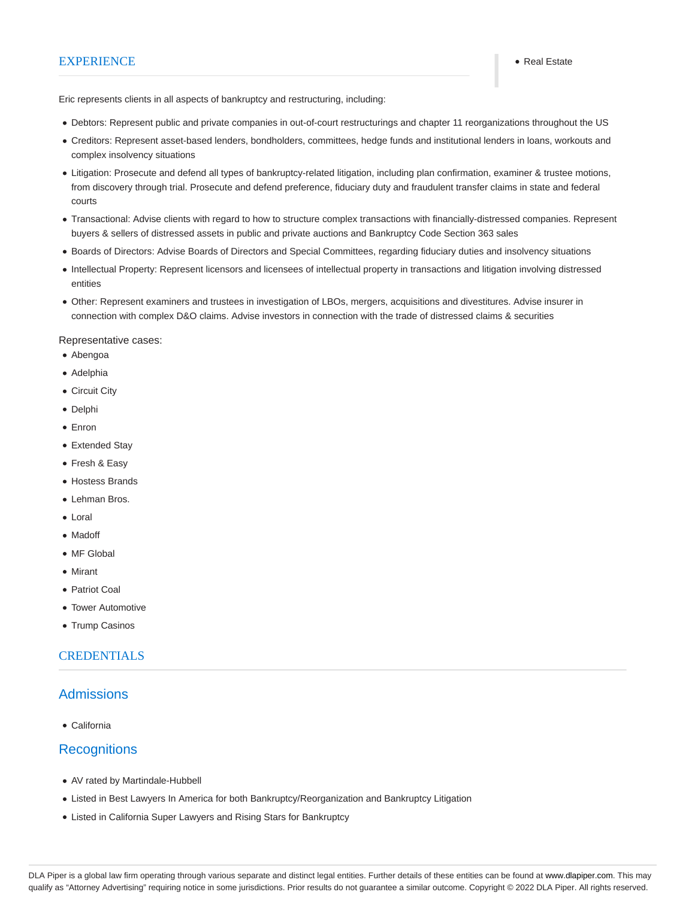## EXPERIENCE

- Real Estate

Eric represents clients in all aspects of bankruptcy and restructuring, including:

- Debtors: Represent public and private companies in out-of-court restructurings and chapter 11 reorganizations throughout the US
- Creditors: Represent asset-based lenders, bondholders, committees, hedge funds and institutional lenders in loans, workouts and complex insolvency situations
- Litigation: Prosecute and defend all types of bankruptcy-related litigation, including plan confirmation, examiner & trustee motions, from discovery through trial. Prosecute and defend preference, fiduciary duty and fraudulent transfer claims in state and federal courts
- Transactional: Advise clients with regard to how to structure complex transactions with financially-distressed companies. Represent buyers & sellers of distressed assets in public and private auctions and Bankruptcy Code Section 363 sales
- Boards of Directors: Advise Boards of Directors and Special Committees, regarding fiduciary duties and insolvency situations
- Intellectual Property: Represent licensors and licensees of intellectual property in transactions and litigation involving distressed entities
- Other: Represent examiners and trustees in investigation of LBOs, mergers, acquisitions and divestitures. Advise insurer in connection with complex D&O claims. Advise investors in connection with the trade of distressed claims & securities

Representative cases:

- Abengoa
- Adelphia
- Circuit City
- Delphi
- Enron
- Extended Stay
- Fresh & Easy
- Hostess Brands
- Lehman Bros.
- Loral
- Madoff
- MF Global
- Mirant
- Patriot Coal
- Tower Automotive
- Trump Casinos

## CREDENTIALS

### Admissions

- California

### Recognitions

- AV rated by Martindale-Hubbell
- Listed in Best Lawyers In America for both Bankruptcy/Reorganization and Bankruptcy Litigation
- Listed in California Super Lawyers and Rising Stars for Bankruptcy

DLA Piper is a global law firm operating through various separate and distinct legal entities. Further details of these entities can be found at www.dlapiper.com. This may qualify as "Attorney Advertising" requiring notice in some jurisdictions. Prior results do not guarantee a similar outcome. Copyright © 2022 DLA Piper. All rights reserved.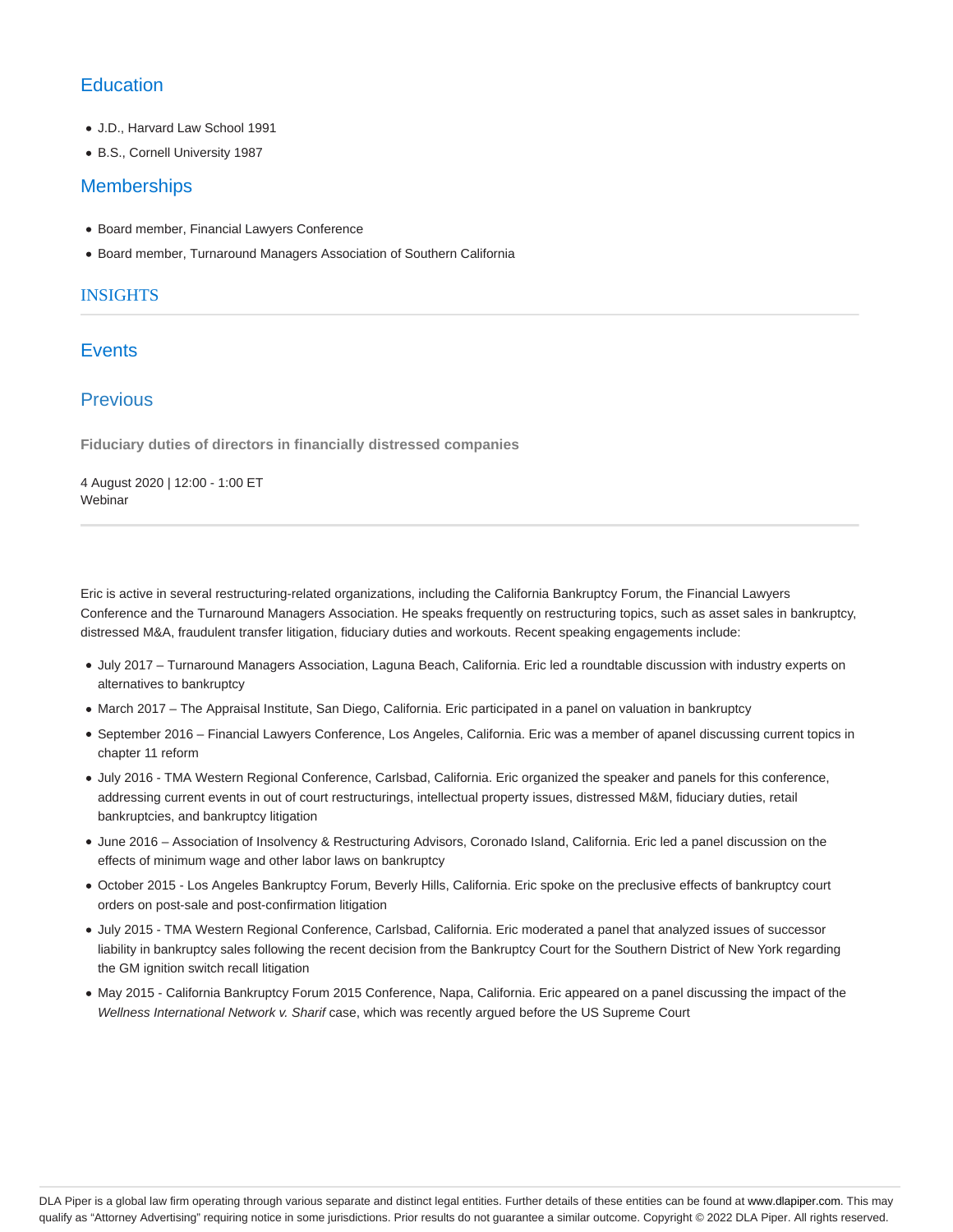## Education

- J.D., Harvard Law School 1991
- B.S., Cornell University 1987

## Memberships

- Board member, Financial Lawyers Conference
- Board member, Turnaround Managers Association of Southern California

## INSIGHTS

## Events

## Previous

**Fiduciary duties of directors in financially distressed companies**

4 August 2020 | 12:00 - 1:00 ET
Webinar

Eric is active in several restructuring-related organizations, including the California Bankruptcy Forum, the Financial Lawyers Conference and the Turnaround Managers Association. He speaks frequently on restructuring topics, such as asset sales in bankruptcy, distressed M&A, fraudulent transfer litigation, fiduciary duties and workouts. Recent speaking engagements include:

- July 2017 – Turnaround Managers Association, Laguna Beach, California. Eric led a roundtable discussion with industry experts on alternatives to bankruptcy
- March 2017 – The Appraisal Institute, San Diego, California. Eric participated in a panel on valuation in bankruptcy
- September 2016 – Financial Lawyers Conference, Los Angeles, California. Eric was a member of apanel discussing current topics in chapter 11 reform
- July 2016 - TMA Western Regional Conference, Carlsbad, California. Eric organized the speaker and panels for this conference, addressing current events in out of court restructurings, intellectual property issues, distressed M&M, fiduciary duties, retail bankruptcies, and bankruptcy litigation
- June 2016 – Association of Insolvency & Restructuring Advisors, Coronado Island, California. Eric led a panel discussion on the effects of minimum wage and other labor laws on bankruptcy
- October 2015 - Los Angeles Bankruptcy Forum, Beverly Hills, California. Eric spoke on the preclusive effects of bankruptcy court orders on post-sale and post-confirmation litigation
- July 2015 - TMA Western Regional Conference, Carlsbad, California. Eric moderated a panel that analyzed issues of successor liability in bankruptcy sales following the recent decision from the Bankruptcy Court for the Southern District of New York regarding the GM ignition switch recall litigation
- May 2015 - California Bankruptcy Forum 2015 Conference, Napa, California. Eric appeared on a panel discussing the impact of the *Wellness International Network v. Sharif* case, which was recently argued before the US Supreme Court

DLA Piper is a global law firm operating through various separate and distinct legal entities. Further details of these entities can be found at www.dlapiper.com. This may qualify as "Attorney Advertising" requiring notice in some jurisdictions. Prior results do not guarantee a similar outcome. Copyright © 2022 DLA Piper. All rights reserved.